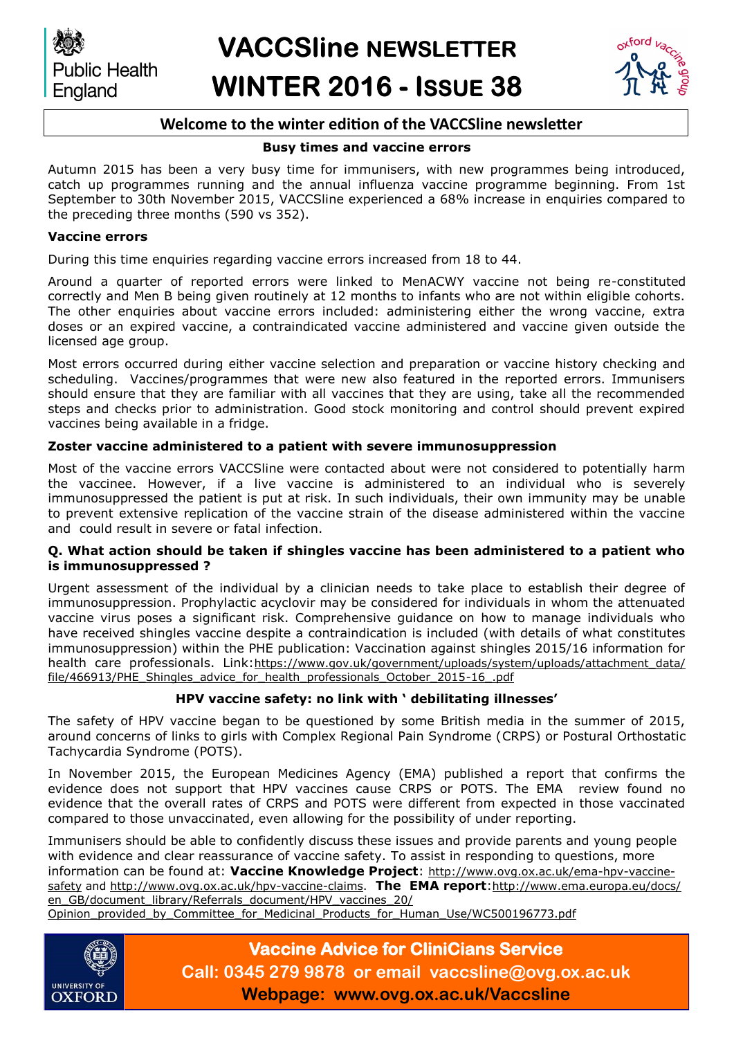# VACCSline NEWSLETTER WINTER 2016 - ISSUE 38

## Welcome to the winter edition of the VACCSline newsletter

### Busy times and vaccine errors

Autumn 2015 has been a very busy time for immunisers, with new programmes being introduced, catch up programmes running and the annual influenza vaccine programme beginning. From 1st September to 30th November 2015, VACCSline experienced a 68% increase in enquiries compared to the preceding three months (590 vs 352).

**Vaccine errors**

During this time enquiries regarding vaccine errors increased from 18 to 44.

Around a quarter of reported errors were linked to MenACWY vaccine not being re-constituted correctly and Men B being given routinely at 12 months to infants who are not within eligible cohorts. The other enquiries about vaccine errors included: administering either the wrong vaccine, extra doses or an expired vaccine, a contraindicated vaccine administered and vaccine given outside the licensed age group.

Most errors occurred during either vaccine selection and preparation or vaccine history checking and scheduling. Vaccines/programmes that were new also featured in the reported errors. Immunisers should ensure that they are familiar with all vaccines that they are using, take all the recommended steps and checks prior to administration. Good stock monitoring and control should prevent expired vaccines being available in a fridge.

**Zoster vaccine administered to a patient with severe immunosuppression**

Most of the vaccine errors VACCSline were contacted about were not considered to potentially harm the vaccinee. However, if a live vaccine is administered to an individual who is severely immunosuppressed the patient is put at risk. In such individuals, their own immunity may be unable to prevent extensive replication of the vaccine strain of the disease administered within the vaccine and could result in severe or fatal infection.

**Q. What action should be taken if shingles vaccine has been administered to a patient who is immunosuppressed ?**

Urgent assessment of the individual by a clinician needs to take place to establish their degree of immunosuppression. Prophylactic acyclovir may be considered for individuals in whom the attenuated vaccine virus poses a significant risk. Comprehensive guidance on how to manage individuals who have received shingles vaccine despite a contraindication is included (with details of what constitutes immunosuppression) within the PHE publication: Vaccination against shingles 2015/16 information for health care professionals. Link: https://www.gov.uk/government/uploads/system/uploads/attachment_data/file/466913/PHE_Shingles_advice_for_health_professionals_October_2015-16_.pdf

### HPV vaccine safety: no link with ' debilitating illnesses'

The safety of HPV vaccine began to be questioned by some British media in the summer of 2015, around concerns of links to girls with Complex Regional Pain Syndrome (CRPS) or Postural Orthostatic Tachycardia Syndrome (POTS).

In November 2015, the European Medicines Agency (EMA) published a report that confirms the evidence does not support that HPV vaccines cause CRPS or POTS. The EMA review found no evidence that the overall rates of CRPS and POTS were different from expected in those vaccinated compared to those unvaccinated, even allowing for the possibility of under reporting.

Immunisers should be able to confidently discuss these issues and provide parents and young people with evidence and clear reassurance of vaccine safety. To assist in responding to questions, more information can be found at: **Vaccine Knowledge Project**: http://www.ovg.ox.ac.uk/ema-hpv-vaccine-safety and http://www.ovg.ox.ac.uk/hpv-vaccine-claims. **The EMA report**: http://www.ema.europa.eu/docs/en_GB/document_library/Referrals_document/HPV_vaccines_20/Opinion_provided_by_Committee_for_Medicinal_Products_for_Human_Use/WC500196773.pdf

**Vaccine Advice for CliniCians Service**
**Call: 0345 279 9878 or email vaccsline@ovg.ox.ac.uk**
**Webpage: www.ovg.ox.ac.uk/Vaccsline**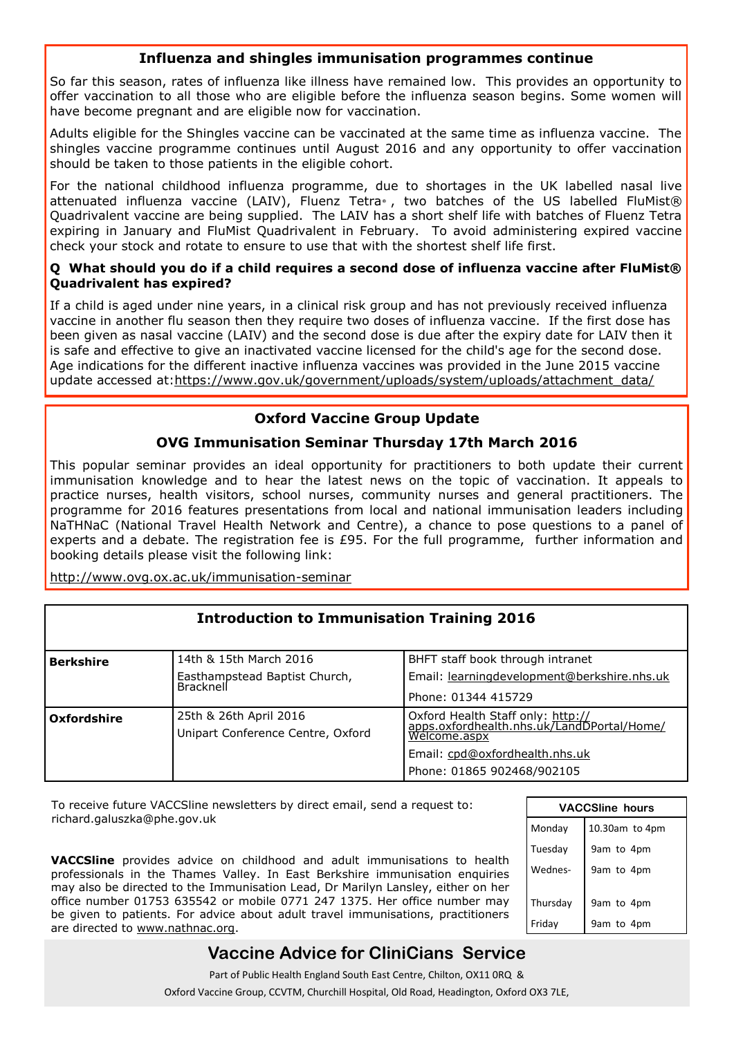## Influenza and shingles immunisation programmes continue

So far this season, rates of influenza like illness have remained low. This provides an opportunity to offer vaccination to all those who are eligible before the influenza season begins. Some women will have become pregnant and are eligible now for vaccination.

Adults eligible for the Shingles vaccine can be vaccinated at the same time as influenza vaccine. The shingles vaccine programme continues until August 2016 and any opportunity to offer vaccination should be taken to those patients in the eligible cohort.

For the national childhood influenza programme, due to shortages in the UK labelled nasal live attenuated influenza vaccine (LAIV), Fluenz Tetra®, two batches of the US labelled FluMist® Quadrivalent vaccine are being supplied. The LAIV has a short shelf life with batches of Fluenz Tetra expiring in January and FluMist Quadrivalent in February. To avoid administering expired vaccine check your stock and rotate to ensure to use that with the shortest shelf life first.

**Q What should you do if a child requires a second dose of influenza vaccine after FluMist® Quadrivalent has expired?**

If a child is aged under nine years, in a clinical risk group and has not previously received influenza vaccine in another flu season then they require two doses of influenza vaccine. If the first dose has been given as nasal vaccine (LAIV) and the second dose is due after the expiry date for LAIV then it is safe and effective to give an inactivated vaccine licensed for the child's age for the second dose. Age indications for the different inactive influenza vaccines was provided in the June 2015 vaccine update accessed at:https://www.gov.uk/government/uploads/system/uploads/attachment_data/

## Oxford Vaccine Group Update

### OVG Immunisation Seminar Thursday 17th March 2016

This popular seminar provides an ideal opportunity for practitioners to both update their current immunisation knowledge and to hear the latest news on the topic of vaccination. It appeals to practice nurses, health visitors, school nurses, community nurses and general practitioners. The programme for 2016 features presentations from local and national immunisation leaders including NaTHNaC (National Travel Health Network and Centre), a chance to pose questions to a panel of experts and a debate. The registration fee is £95. For the full programme, further information and booking details please visit the following link:

http://www.ovg.ox.ac.uk/immunisation-seminar

## Introduction to Immunisation Training 2016

| | | |
|---|---|---|
| **Berkshire** | 14th & 15th March 2016<br>Easthampstead Baptist Church, Bracknell | BHFT staff book through intranet<br>Email: learningdevelopment@berkshire.nhs.uk<br>Phone: 01344 415729 |
| **Oxfordshire** | 25th & 26th April 2016<br>Unipart Conference Centre, Oxford | Oxford Health Staff only: http://apps.oxfordhealth.nhs.uk/LandDPortal/Home/Welcome.aspx<br>Email: cpd@oxfordhealth.nhs.uk<br>Phone: 01865 902468/902105 |

To receive future VACCSline newsletters by direct email, send a request to: richard.galuszka@phe.gov.uk

**VACCSline** provides advice on childhood and adult immunisations to health professionals in the Thames Valley. In East Berkshire immunisation enquiries may also be directed to the Immunisation Lead, Dr Marilyn Lansley, either on her office number 01753 635542 or mobile 0771 247 1375. Her office number may be given to patients. For advice about adult travel immunisations, practitioners are directed to www.nathnac.org.

| VACCSline hours | |
|---|---|
| Monday | 10.30am to 4pm |
| Tuesday | 9am to 4pm |
| Wednes- | 9am to 4pm |
| Thursday | 9am to 4pm |
| Friday | 9am to 4pm |

## Vaccine Advice for CliniCians Service

Part of Public Health England South East Centre, Chilton, OX11 0RQ &

Oxford Vaccine Group, CCVTM, Churchill Hospital, Old Road, Headington, Oxford OX3 7LE,